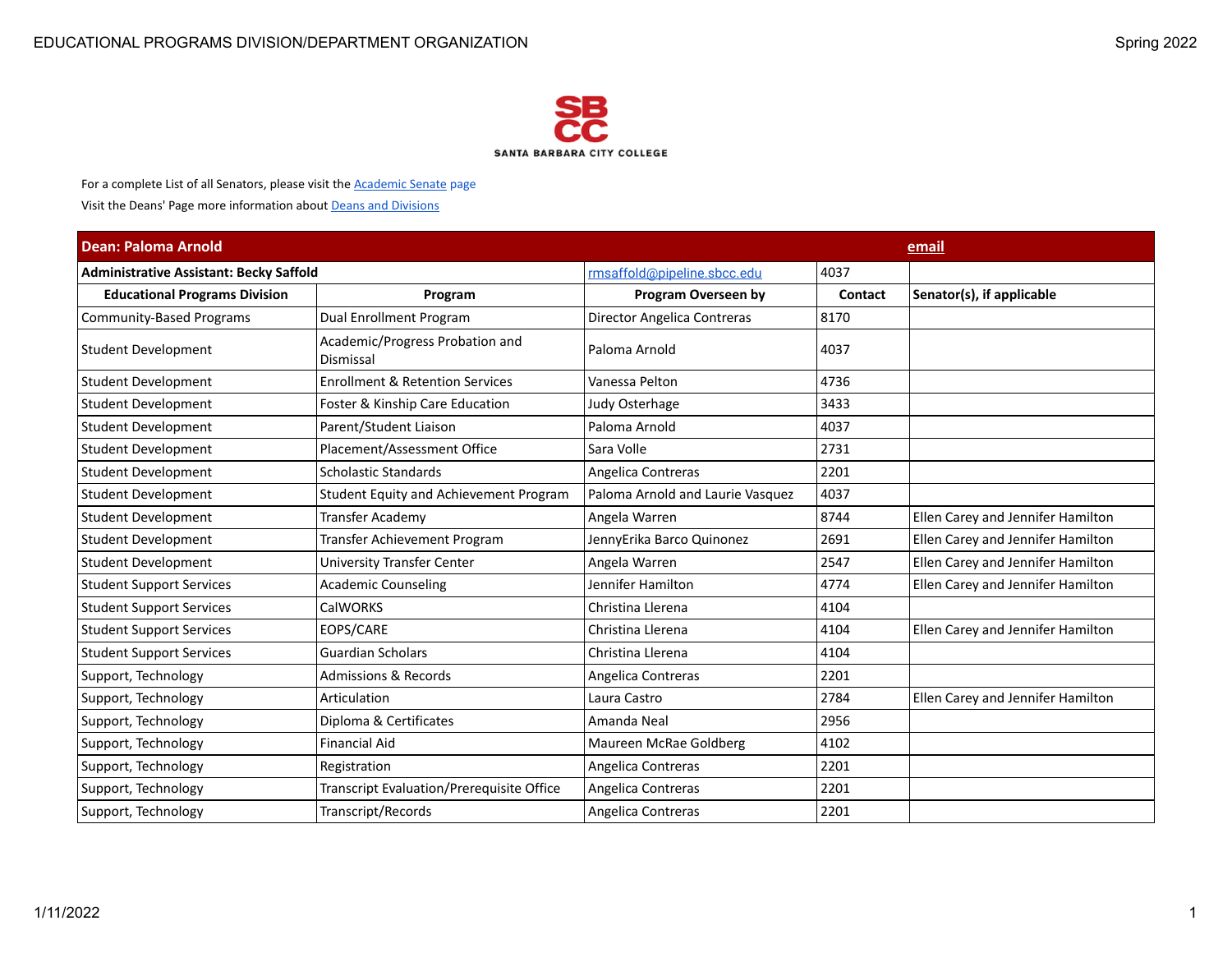# EDUCATIONAL PROGRAMS DIVISION/DEPARTMENT ORGANIZATION

Spring 2022

SANTA BARBARA CITY COLLEGE

For a complete List of all Senators, please visit the Academic Senate page

Visit the Deans' Page more information about Deans and Divisions

| **Dean: Paloma Arnold** | | | | **email** |
|---|---|---|---|---|
| **Administrative Assistant: Becky Saffold** | | rmsaffold@pipeline.sbcc.edu | 4037 | |
| **Educational Programs Division** | **Program** | **Program Overseen by** | **Contact** | **Senator(s), if applicable** |
| Community-Based Programs | Dual Enrollment Program | Director Angelica Contreras | 8170 | |
| Student Development | Academic/Progress Probation and Dismissal | Paloma Arnold | 4037 | |
| Student Development | Enrollment & Retention Services | Vanessa Pelton | 4736 | |
| Student Development | Foster & Kinship Care Education | Judy Osterhage | 3433 | |
| Student Development | Parent/Student Liaison | Paloma Arnold | 4037 | |
| Student Development | Placement/Assessment Office | Sara Volle | 2731 | |
| Student Development | Scholastic Standards | Angelica Contreras | 2201 | |
| Student Development | Student Equity and Achievement Program | Paloma Arnold and Laurie Vasquez | 4037 | |
| Student Development | Transfer Academy | Angela Warren | 8744 | Ellen Carey and Jennifer Hamilton |
| Student Development | Transfer Achievement Program | JennyErika Barco Quinonez | 2691 | Ellen Carey and Jennifer Hamilton |
| Student Development | University Transfer Center | Angela Warren | 2547 | Ellen Carey and Jennifer Hamilton |
| Student Support Services | Academic Counseling | Jennifer Hamilton | 4774 | Ellen Carey and Jennifer Hamilton |
| Student Support Services | CalWORKS | Christina Llerena | 4104 | |
| Student Support Services | EOPS/CARE | Christina Llerena | 4104 | Ellen Carey and Jennifer Hamilton |
| Student Support Services | Guardian Scholars | Christina Llerena | 4104 | |
| Support, Technology | Admissions & Records | Angelica Contreras | 2201 | |
| Support, Technology | Articulation | Laura Castro | 2784 | Ellen Carey and Jennifer Hamilton |
| Support, Technology | Diploma & Certificates | Amanda Neal | 2956 | |
| Support, Technology | Financial Aid | Maureen McRae Goldberg | 4102 | |
| Support, Technology | Registration | Angelica Contreras | 2201 | |
| Support, Technology | Transcript Evaluation/Prerequisite Office | Angelica Contreras | 2201 | |
| Support, Technology | Transcript/Records | Angelica Contreras | 2201 | |

1/11/2022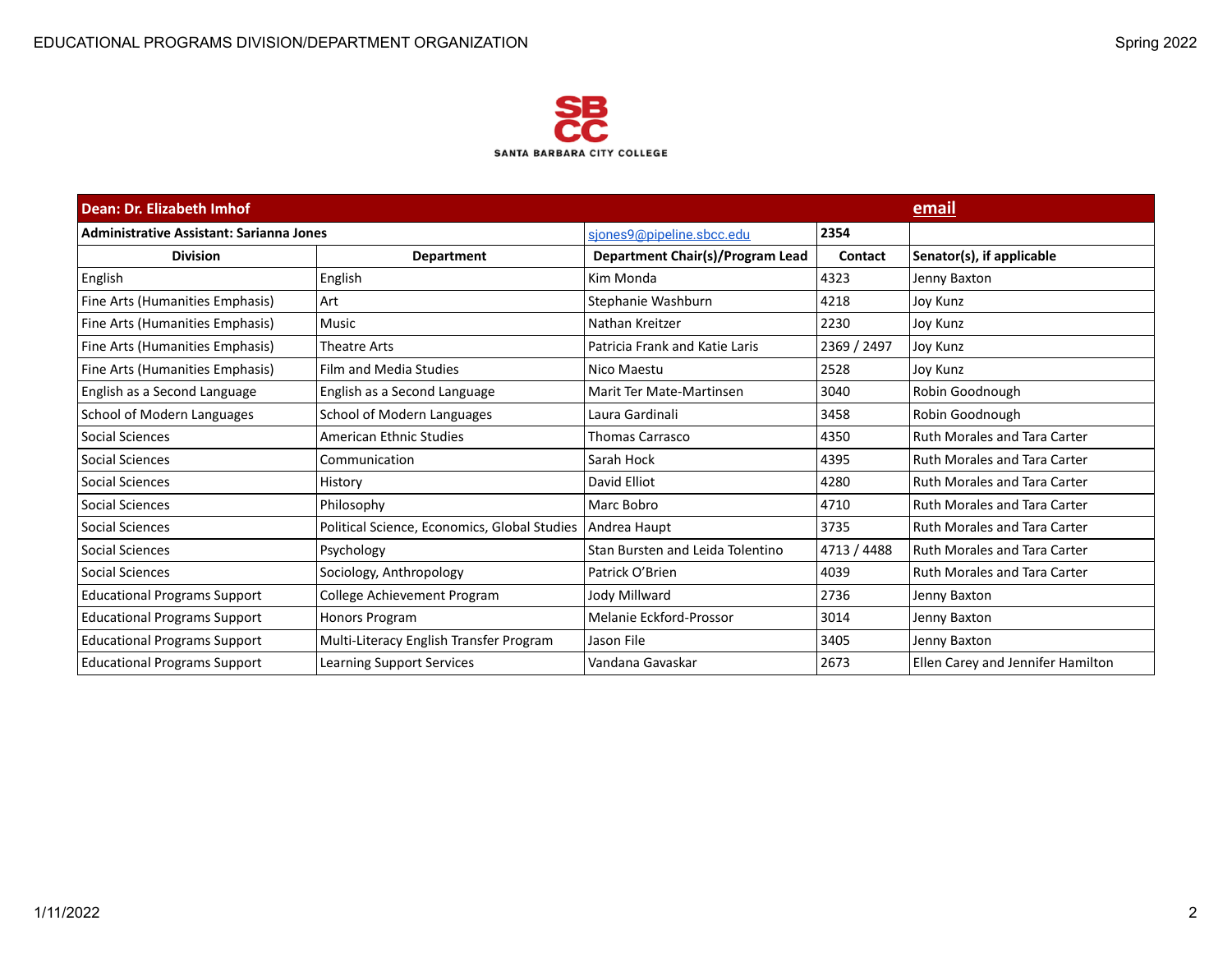| Dean: Dr. Elizabeth Imhof | | | | email |
|---|---|---|---|---|
| **Administrative Assistant: Sarianna Jones** | | sjones9@pipeline.sbcc.edu | **2354** | |
| **Division** | **Department** | **Department Chair(s)/Program Lead** | **Contact** | **Senator(s), if applicable** |
| English | English | Kim Monda | 4323 | Jenny Baxton |
| Fine Arts (Humanities Emphasis) | Art | Stephanie Washburn | 4218 | Joy Kunz |
| Fine Arts (Humanities Emphasis) | Music | Nathan Kreitzer | 2230 | Joy Kunz |
| Fine Arts (Humanities Emphasis) | Theatre Arts | Patricia Frank and Katie Laris | 2369 / 2497 | Joy Kunz |
| Fine Arts (Humanities Emphasis) | Film and Media Studies | Nico Maestu | 2528 | Joy Kunz |
| English as a Second Language | English as a Second Language | Marit Ter Mate-Martinsen | 3040 | Robin Goodnough |
| School of Modern Languages | School of Modern Languages | Laura Gardinali | 3458 | Robin Goodnough |
| Social Sciences | American Ethnic Studies | Thomas Carrasco | 4350 | Ruth Morales and Tara Carter |
| Social Sciences | Communication | Sarah Hock | 4395 | Ruth Morales and Tara Carter |
| Social Sciences | History | David Elliot | 4280 | Ruth Morales and Tara Carter |
| Social Sciences | Philosophy | Marc Bobro | 4710 | Ruth Morales and Tara Carter |
| Social Sciences | Political Science, Economics, Global Studies | Andrea Haupt | 3735 | Ruth Morales and Tara Carter |
| Social Sciences | Psychology | Stan Bursten and Leida Tolentino | 4713 / 4488 | Ruth Morales and Tara Carter |
| Social Sciences | Sociology, Anthropology | Patrick O'Brien | 4039 | Ruth Morales and Tara Carter |
| Educational Programs Support | College Achievement Program | Jody Millward | 2736 | Jenny Baxton |
| Educational Programs Support | Honors Program | Melanie Eckford-Prossor | 3014 | Jenny Baxton |
| Educational Programs Support | Multi-Literacy English Transfer Program | Jason File | 3405 | Jenny Baxton |
| Educational Programs Support | Learning Support Services | Vandana Gavaskar | 2673 | Ellen Carey and Jennifer Hamilton |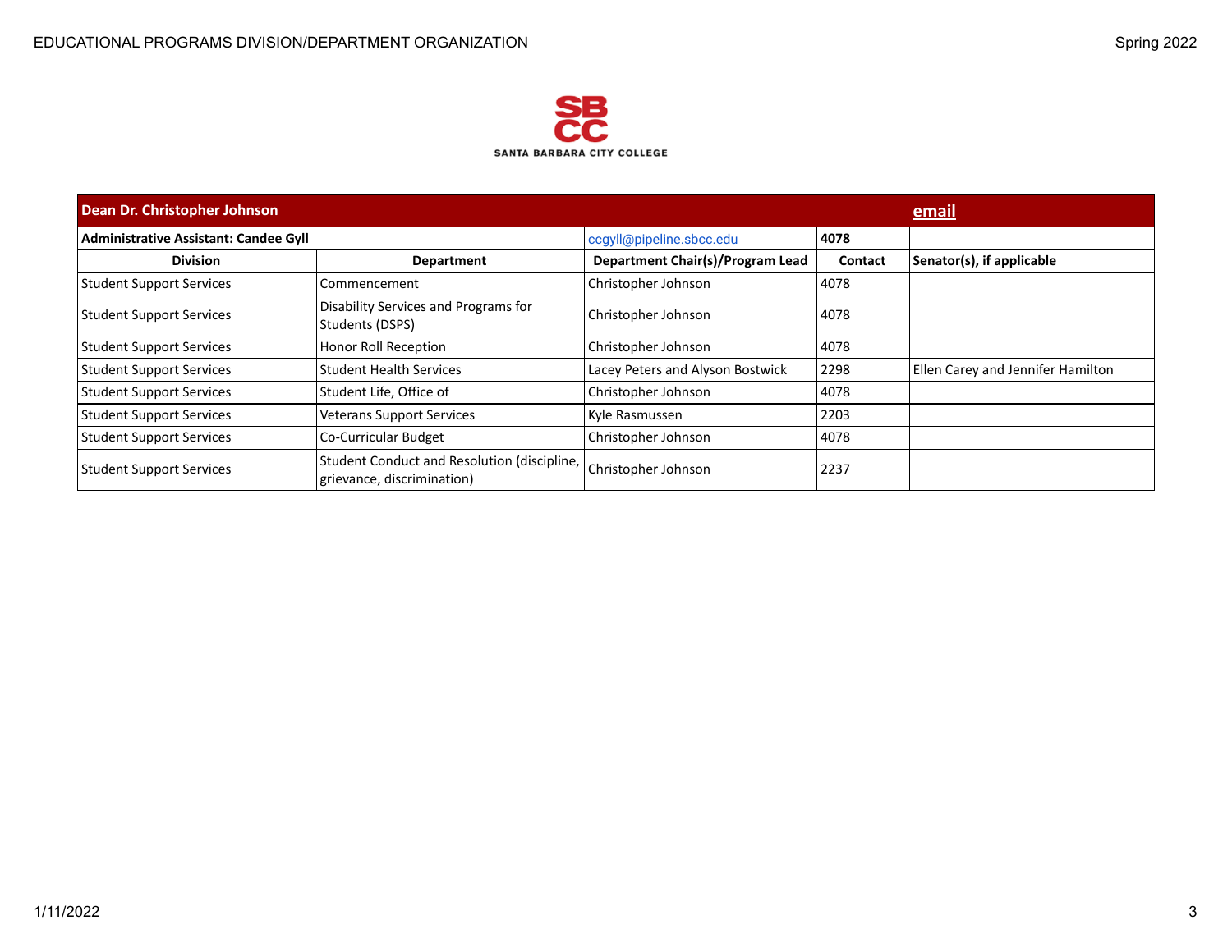SANTA BARBARA CITY COLLEGE

| Dean Dr. Christopher Johnson | | | | email |
|---|---|---|---|---|
| **Administrative Assistant: Candee Gyll** | | ccgyll@pipeline.sbcc.edu | **4078** | |
| **Division** | **Department** | **Department Chair(s)/Program Lead** | **Contact** | **Senator(s), if applicable** |
| Student Support Services | Commencement | Christopher Johnson | 4078 | |
| Student Support Services | Disability Services and Programs for Students (DSPS) | Christopher Johnson | 4078 | |
| Student Support Services | Honor Roll Reception | Christopher Johnson | 4078 | |
| Student Support Services | Student Health Services | Lacey Peters and Alyson Bostwick | 2298 | Ellen Carey and Jennifer Hamilton |
| Student Support Services | Student Life, Office of | Christopher Johnson | 4078 | |
| Student Support Services | Veterans Support Services | Kyle Rasmussen | 2203 | |
| Student Support Services | Co-Curricular Budget | Christopher Johnson | 4078 | |
| Student Support Services | Student Conduct and Resolution (discipline, grievance, discrimination) | Christopher Johnson | 2237 | |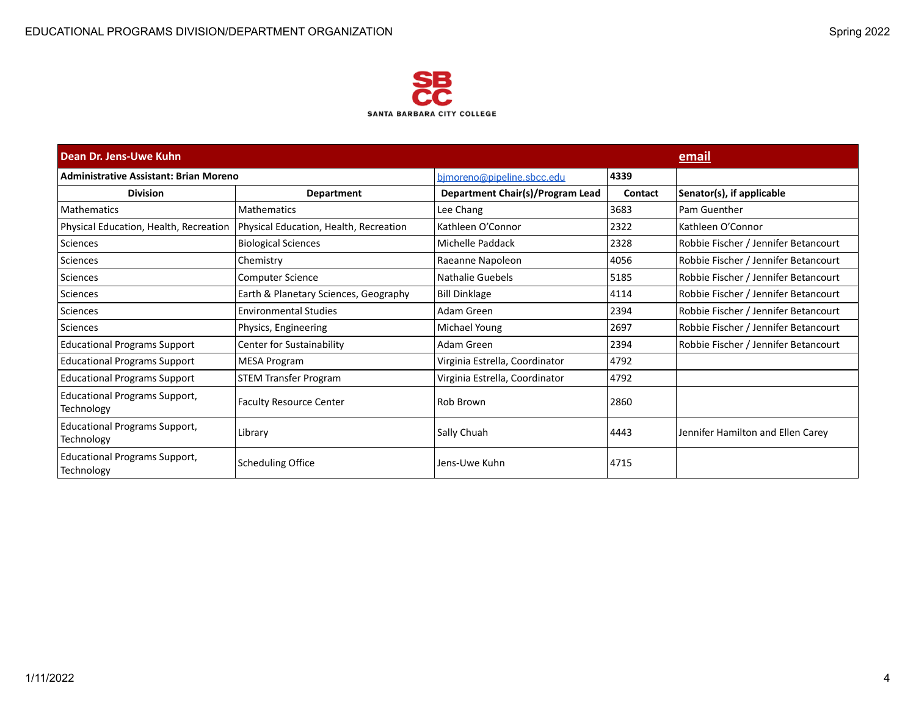| Dean Dr. Jens-Uwe Kuhn | | | | email |
|---|---|---|---|---|
| **Administrative Assistant: Brian Moreno** | | bjmoreno@pipeline.sbcc.edu | **4339** | |
| **Division** | **Department** | **Department Chair(s)/Program Lead** | **Contact** | **Senator(s), if applicable** |
| Mathematics | Mathematics | Lee Chang | 3683 | Pam Guenther |
| Physical Education, Health, Recreation | Physical Education, Health, Recreation | Kathleen O'Connor | 2322 | Kathleen O'Connor |
| Sciences | Biological Sciences | Michelle Paddack | 2328 | Robbie Fischer / Jennifer Betancourt |
| Sciences | Chemistry | Raeanne Napoleon | 4056 | Robbie Fischer / Jennifer Betancourt |
| Sciences | Computer Science | Nathalie Guebels | 5185 | Robbie Fischer / Jennifer Betancourt |
| Sciences | Earth & Planetary Sciences, Geography | Bill Dinklage | 4114 | Robbie Fischer / Jennifer Betancourt |
| Sciences | Environmental Studies | Adam Green | 2394 | Robbie Fischer / Jennifer Betancourt |
| Sciences | Physics, Engineering | Michael Young | 2697 | Robbie Fischer / Jennifer Betancourt |
| Educational Programs Support | Center for Sustainability | Adam Green | 2394 | Robbie Fischer / Jennifer Betancourt |
| Educational Programs Support | MESA Program | Virginia Estrella, Coordinator | 4792 | |
| Educational Programs Support | STEM Transfer Program | Virginia Estrella, Coordinator | 4792 | |
| Educational Programs Support, Technology | Faculty Resource Center | Rob Brown | 2860 | |
| Educational Programs Support, Technology | Library | Sally Chuah | 4443 | Jennifer Hamilton and Ellen Carey |
| Educational Programs Support, Technology | Scheduling Office | Jens-Uwe Kuhn | 4715 | |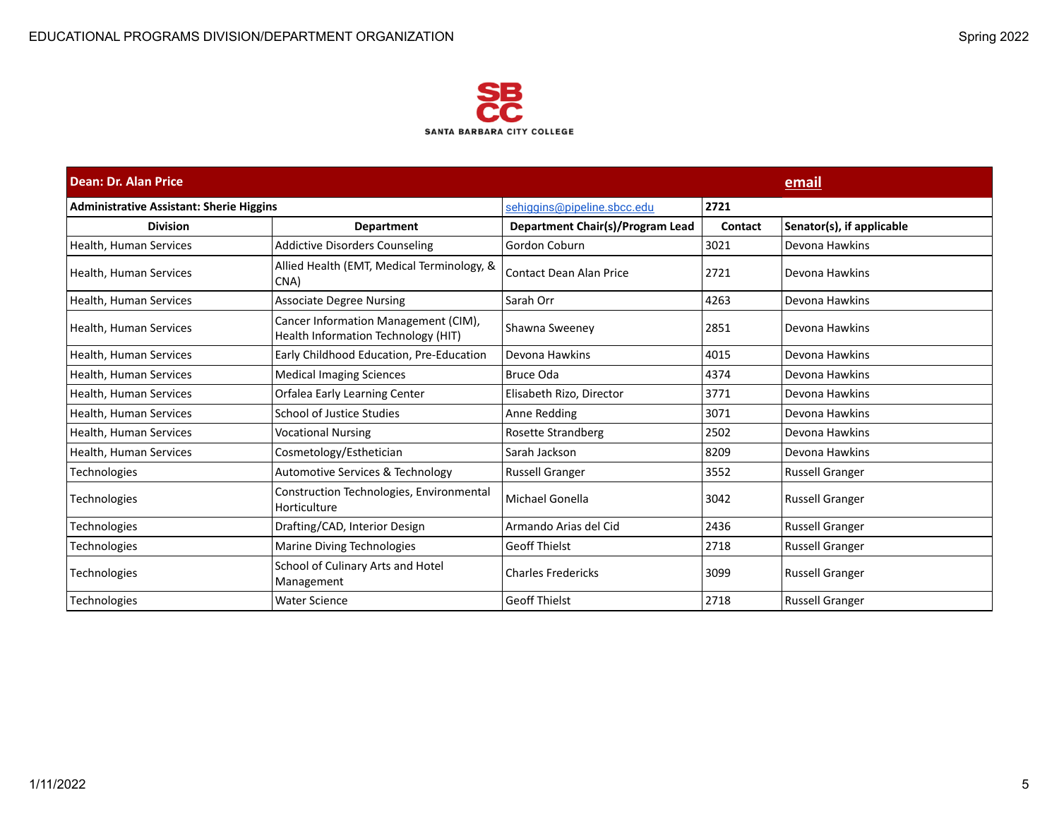SANTA BARBARA CITY COLLEGE

| Dean: Dr. Alan Price | | | email | |
|---|---|---|---|---|
| **Administrative Assistant: Sherie Higgins** | | sehiggins@pipeline.sbcc.edu | **2721** | |
| **Division** | **Department** | **Department Chair(s)/Program Lead** | **Contact** | **Senator(s), if applicable** |
| Health, Human Services | Addictive Disorders Counseling | Gordon Coburn | 3021 | Devona Hawkins |
| Health, Human Services | Allied Health (EMT, Medical Terminology, & CNA) | Contact Dean Alan Price | 2721 | Devona Hawkins |
| Health, Human Services | Associate Degree Nursing | Sarah Orr | 4263 | Devona Hawkins |
| Health, Human Services | Cancer Information Management (CIM), Health Information Technology (HIT) | Shawna Sweeney | 2851 | Devona Hawkins |
| Health, Human Services | Early Childhood Education, Pre-Education | Devona Hawkins | 4015 | Devona Hawkins |
| Health, Human Services | Medical Imaging Sciences | Bruce Oda | 4374 | Devona Hawkins |
| Health, Human Services | Orfalea Early Learning Center | Elisabeth Rizo, Director | 3771 | Devona Hawkins |
| Health, Human Services | School of Justice Studies | Anne Redding | 3071 | Devona Hawkins |
| Health, Human Services | Vocational Nursing | Rosette Strandberg | 2502 | Devona Hawkins |
| Health, Human Services | Cosmetology/Esthetician | Sarah Jackson | 8209 | Devona Hawkins |
| Technologies | Automotive Services & Technology | Russell Granger | 3552 | Russell Granger |
| Technologies | Construction Technologies, Environmental Horticulture | Michael Gonella | 3042 | Russell Granger |
| Technologies | Drafting/CAD, Interior Design | Armando Arias del Cid | 2436 | Russell Granger |
| Technologies | Marine Diving Technologies | Geoff Thielst | 2718 | Russell Granger |
| Technologies | School of Culinary Arts and Hotel Management | Charles Fredericks | 3099 | Russell Granger |
| Technologies | Water Science | Geoff Thielst | 2718 | Russell Granger |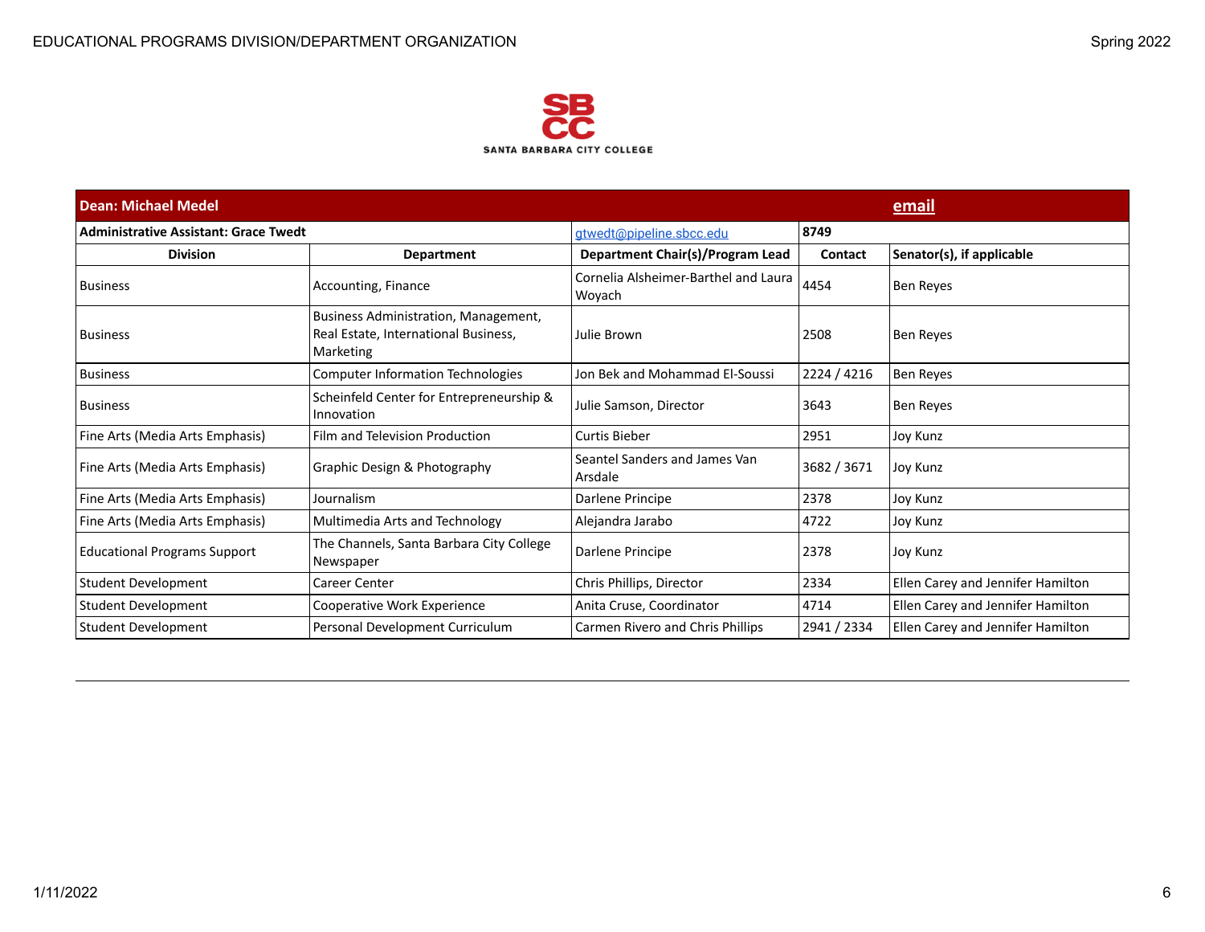| Dean: Michael Medel | | | email | |
|---|---|---|---|---|
| **Administrative Assistant: Grace Twedt** | | gtwedt@pipeline.sbcc.edu | **8749** | |
| **Division** | **Department** | **Department Chair(s)/Program Lead** | **Contact** | **Senator(s), if applicable** |
| Business | Accounting, Finance | Cornelia Alsheimer-Barthel and Laura Woyach | 4454 | Ben Reyes |
| Business | Business Administration, Management, Real Estate, International Business, Marketing | Julie Brown | 2508 | Ben Reyes |
| Business | Computer Information Technologies | Jon Bek and Mohammad El-Soussi | 2224 / 4216 | Ben Reyes |
| Business | Scheinfeld Center for Entrepreneurship & Innovation | Julie Samson, Director | 3643 | Ben Reyes |
| Fine Arts (Media Arts Emphasis) | Film and Television Production | Curtis Bieber | 2951 | Joy Kunz |
| Fine Arts (Media Arts Emphasis) | Graphic Design & Photography | Seantel Sanders and James Van Arsdale | 3682 / 3671 | Joy Kunz |
| Fine Arts (Media Arts Emphasis) | Journalism | Darlene Principe | 2378 | Joy Kunz |
| Fine Arts (Media Arts Emphasis) | Multimedia Arts and Technology | Alejandra Jarabo | 4722 | Joy Kunz |
| Educational Programs Support | The Channels, Santa Barbara City College Newspaper | Darlene Principe | 2378 | Joy Kunz |
| Student Development | Career Center | Chris Phillips, Director | 2334 | Ellen Carey and Jennifer Hamilton |
| Student Development | Cooperative Work Experience | Anita Cruse, Coordinator | 4714 | Ellen Carey and Jennifer Hamilton |
| Student Development | Personal Development Curriculum | Carmen Rivero and Chris Phillips | 2941 / 2334 | Ellen Carey and Jennifer Hamilton |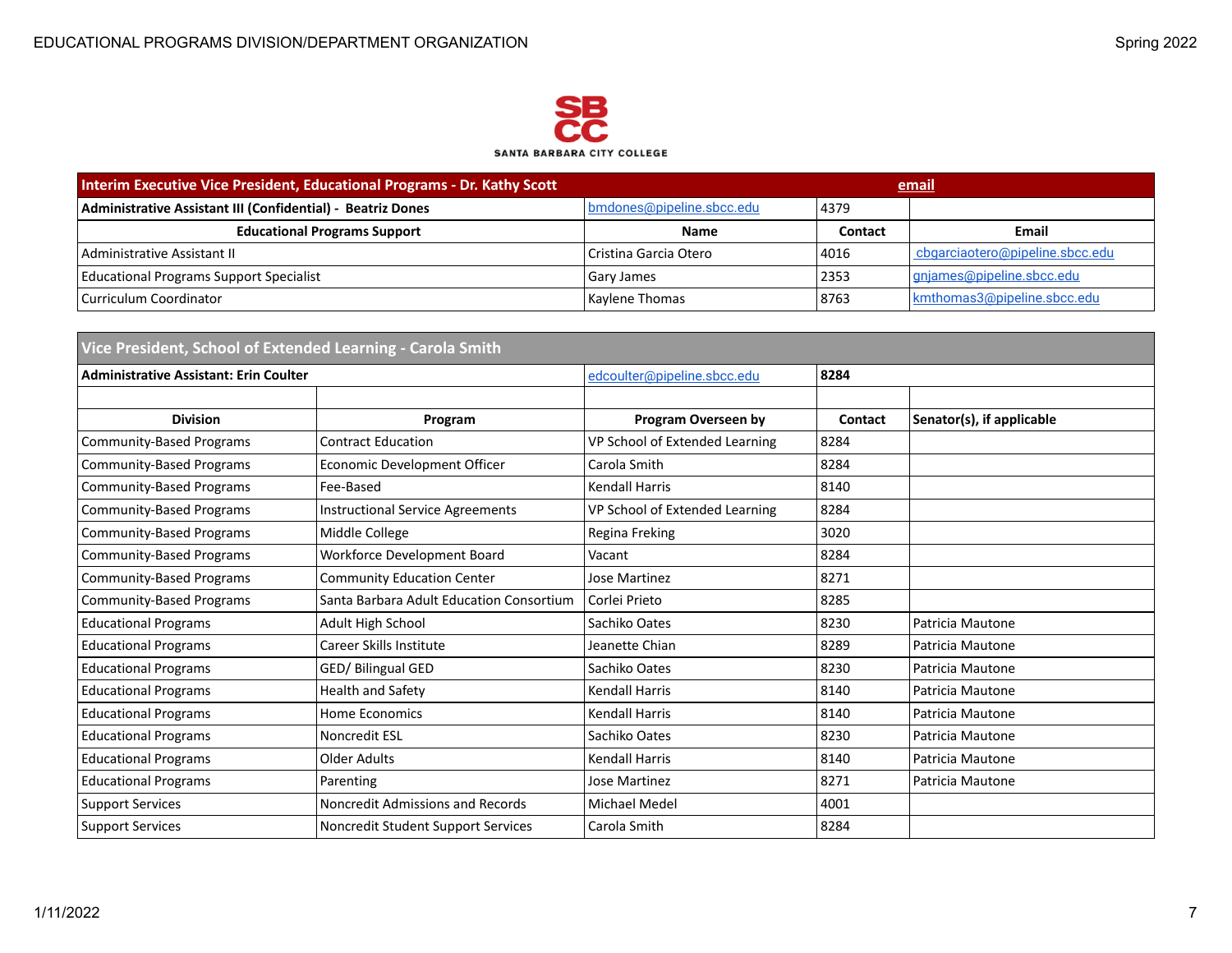SANTA BARBARA CITY COLLEGE

| Interim Executive Vice President, Educational Programs - Dr. Kathy Scott | | | email |
|---|---|---|---|
| **Administrative Assistant III (Confidential) - Beatriz Dones** | bmdones@pipeline.sbcc.edu | 4379 | |
| **Educational Programs Support** | **Name** | **Contact** | **Email** |
| Administrative Assistant II | Cristina Garcia Otero | 4016 | cbgarciaotero@pipeline.sbcc.edu |
| Educational Programs Support Specialist | Gary James | 2353 | gnjames@pipeline.sbcc.edu |
| Curriculum Coordinator | Kaylene Thomas | 8763 | kmthomas3@pipeline.sbcc.edu |

| Vice President, School of Extended Learning - Carola Smith | | | | |
|---|---|---|---|---|
| **Administrative Assistant: Erin Coulter** | | edcoulter@pipeline.sbcc.edu | **8284** | |
| | | | | |
| **Division** | **Program** | **Program Overseen by** | **Contact** | **Senator(s), if applicable** |
| Community-Based Programs | Contract Education | VP School of Extended Learning | 8284 | |
| Community-Based Programs | Economic Development Officer | Carola Smith | 8284 | |
| Community-Based Programs | Fee-Based | Kendall Harris | 8140 | |
| Community-Based Programs | Instructional Service Agreements | VP School of Extended Learning | 8284 | |
| Community-Based Programs | Middle College | Regina Freking | 3020 | |
| Community-Based Programs | Workforce Development Board | Vacant | 8284 | |
| Community-Based Programs | Community Education Center | Jose Martinez | 8271 | |
| Community-Based Programs | Santa Barbara Adult Education Consortium | Corlei Prieto | 8285 | |
| Educational Programs | Adult High School | Sachiko Oates | 8230 | Patricia Mautone |
| Educational Programs | Career Skills Institute | Jeanette Chian | 8289 | Patricia Mautone |
| Educational Programs | GED/ Bilingual GED | Sachiko Oates | 8230 | Patricia Mautone |
| Educational Programs | Health and Safety | Kendall Harris | 8140 | Patricia Mautone |
| Educational Programs | Home Economics | Kendall Harris | 8140 | Patricia Mautone |
| Educational Programs | Noncredit ESL | Sachiko Oates | 8230 | Patricia Mautone |
| Educational Programs | Older Adults | Kendall Harris | 8140 | Patricia Mautone |
| Educational Programs | Parenting | Jose Martinez | 8271 | Patricia Mautone |
| Support Services | Noncredit Admissions and Records | Michael Medel | 4001 | |
| Support Services | Noncredit Student Support Services | Carola Smith | 8284 | |